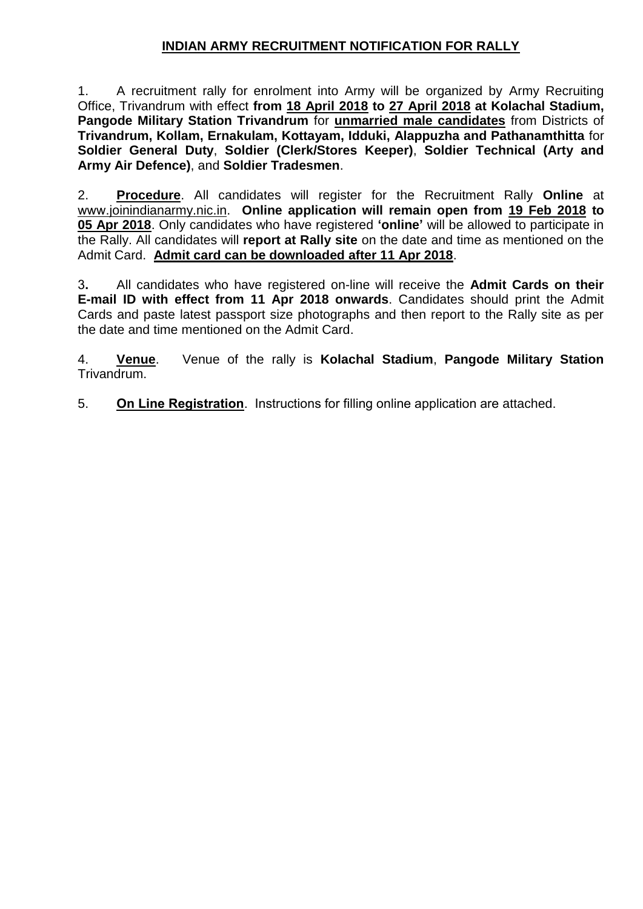# **INDIAN ARMY RECRUITMENT NOTIFICATION FOR RALLY**

1. A recruitment rally for enrolment into Army will be organized by Army Recruiting Office, Trivandrum with effect **from 18 April 2018 to 27 April 2018 at Kolachal Stadium, Pangode Military Station Trivandrum** for **unmarried male candidates** from Districts of **Trivandrum, Kollam, Ernakulam, Kottayam, Idduki, Alappuzha and Pathanamthitta** for **Soldier General Duty**, **Soldier (Clerk/Stores Keeper)**, **Soldier Technical (Arty and Army Air Defence)**, and **Soldier Tradesmen**.

2. **Procedure**. All candidates will register for the Recruitment Rally **Online** at www.joinindianarmy.nic.in. **Online application will remain open from 19 Feb 2018 to 05 Apr 2018**. Only candidates who have registered **'online'** will be allowed to participate in the Rally. All candidates will **report at Rally site** on the date and time as mentioned on the Admit Card. **Admit card can be downloaded after 11 Apr 2018**.

3. All candidates who have registered on-line will receive the **Admit Cards on their E-mail ID with effect from 11 Apr 2018 onwards**. Candidates should print the Admit Cards and paste latest passport size photographs and then report to the Rally site as per the date and time mentioned on the Admit Card.

4. **Venue**. Venue of the rally is **Kolachal Stadium**, **Pangode Military Station** Trivandrum.

5. **On Line Registration**. Instructions for filling online application are attached.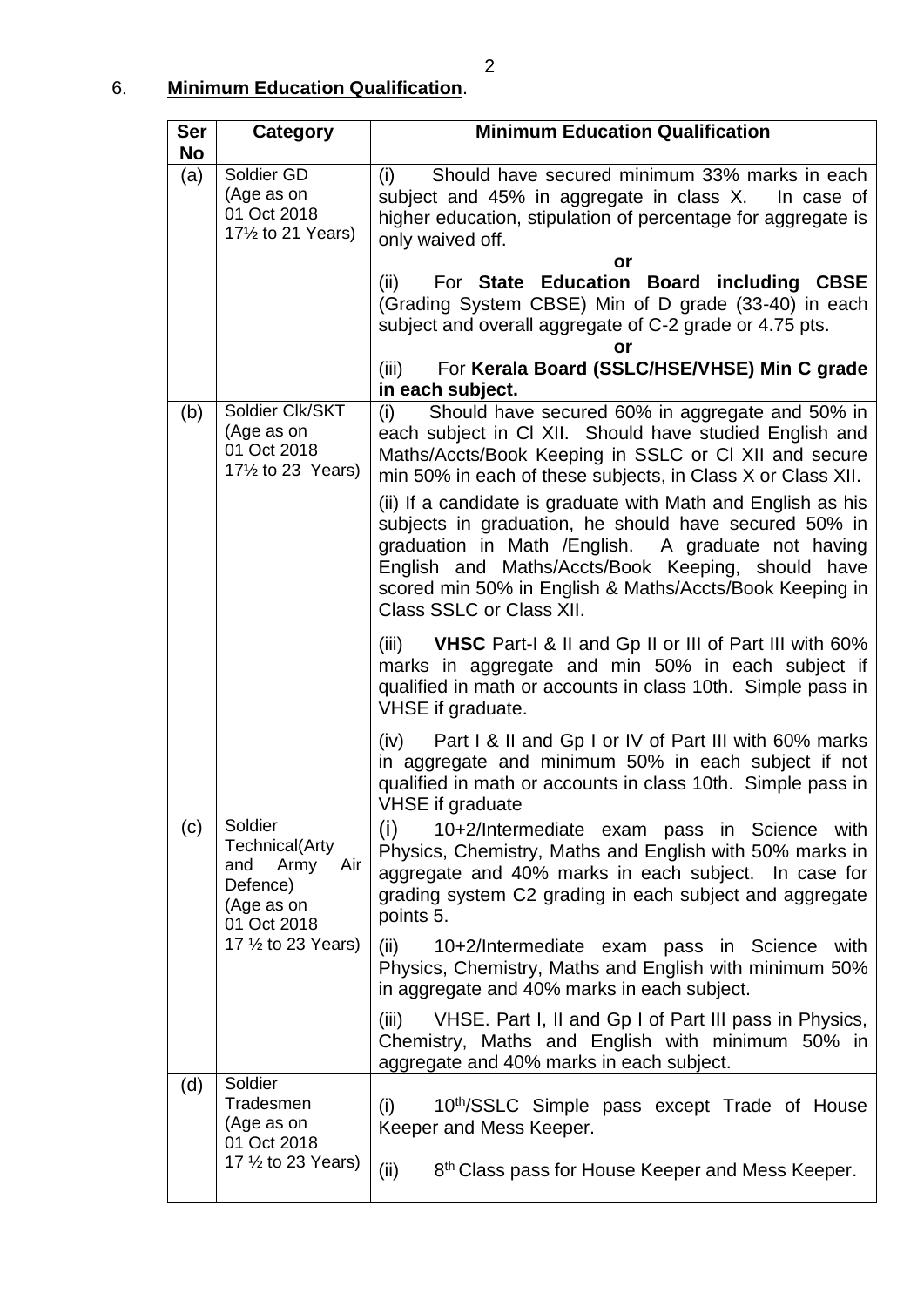6. **Minimum Education Qualification**.

| Ser No | Category | Minimum Education Qualification |
|---|---|---|
| (a) | Soldier GD (Age as on 01 Oct 2018 17½ to 21 Years) | (i) Should have secured minimum 33% marks in each subject and 45% in aggregate in class X. In case of higher education, stipulation of percentage for aggregate is only waived off. <br> **or** <br> (ii) For **State Education Board including CBSE** (Grading System CBSE) Min of D grade (33-40) in each subject and overall aggregate of C-2 grade or 4.75 pts. <br> **or** <br> (iii) For **Kerala Board (SSLC/HSE/VHSE) Min C grade in each subject.** |
| (b) | Soldier Clk/SKT (Age as on 01 Oct 2018 17½ to 23 Years) | (i) Should have secured 60% in aggregate and 50% in each subject in Cl XII. Should have studied English and Maths/Accts/Book Keeping in SSLC or Cl XII and secure min 50% in each of these subjects, in Class X or Class XII. <br> (ii) If a candidate is graduate with Math and English as his subjects in graduation, he should have secured 50% in graduation in Math /English. A graduate not having English and Maths/Accts/Book Keeping, should have scored min 50% in English & Maths/Accts/Book Keeping in Class SSLC or Class XII. <br> (iii) **VHSC** Part-I & II and Gp II or III of Part III with 60% marks in aggregate and min 50% in each subject if qualified in math or accounts in class 10th. Simple pass in VHSE if graduate. <br> (iv) Part I & II and Gp I or IV of Part III with 60% marks in aggregate and minimum 50% in each subject if not qualified in math or accounts in class 10th. Simple pass in VHSE if graduate |
| (c) | Soldier Technical(Arty and Army Air Defence) (Age as on 01 Oct 2018 17 ½ to 23 Years) | (i) 10+2/Intermediate exam pass in Science with Physics, Chemistry, Maths and English with 50% marks in aggregate and 40% marks in each subject. In case for grading system C2 grading in each subject and aggregate points 5. <br> (ii) 10+2/Intermediate exam pass in Science with Physics, Chemistry, Maths and English with minimum 50% in aggregate and 40% marks in each subject. <br> (iii) VHSE. Part I, II and Gp I of Part III pass in Physics, Chemistry, Maths and English with minimum 50% in aggregate and 40% marks in each subject. |
| (d) | Soldier Tradesmen (Age as on 01 Oct 2018 17 ½ to 23 Years) | (i) 10th/SSLC Simple pass except Trade of House Keeper and Mess Keeper. <br> (ii) 8th Class pass for House Keeper and Mess Keeper. |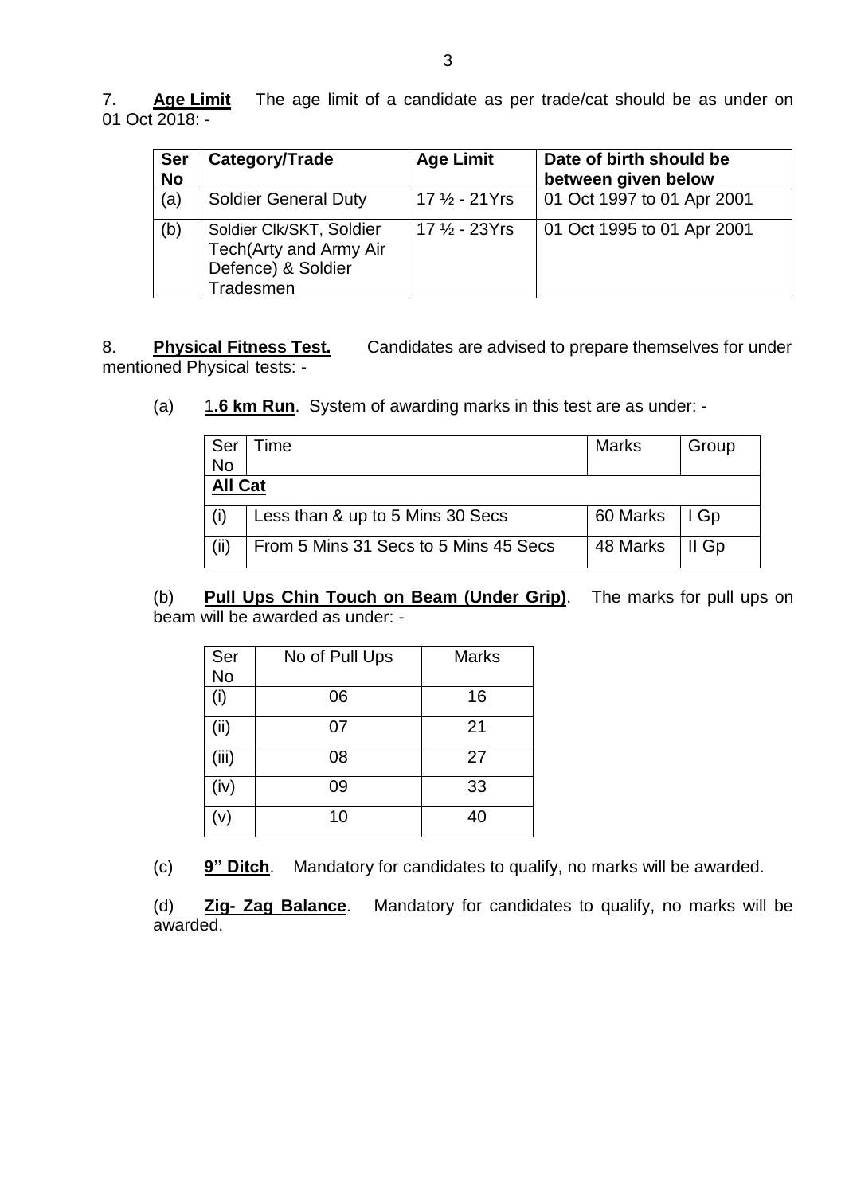7. **Age Limit** The age limit of a candidate as per trade/cat should be as under on 01 Oct 2018: -

| Ser No | Category/Trade | Age Limit | Date of birth should be between given below |
|---|---|---|---|
| (a) | Soldier General Duty | 17 ½ - 21Yrs | 01 Oct 1997 to 01 Apr 2001 |
| (b) | Soldier Clk/SKT, Soldier Tech(Arty and Army Air Defence) & Soldier Tradesmen | 17 ½ - 23Yrs | 01 Oct 1995 to 01 Apr 2001 |

8. **Physical Fitness Test.** Candidates are advised to prepare themselves for under mentioned Physical tests: -

(a) **1.6 km Run**. System of awarding marks in this test are as under: -

| Ser No | Time | Marks | Group |
|---|---|---|---|
| **All Cat** | | | |
| (i) | Less than & up to 5 Mins 30 Secs | 60 Marks | I Gp |
| (ii) | From 5 Mins 31 Secs to 5 Mins 45 Secs | 48 Marks | II Gp |

(b) **Pull Ups Chin Touch on Beam (Under Grip)**. The marks for pull ups on beam will be awarded as under: -

| Ser No | No of Pull Ups | Marks |
|---|---|---|
| (i) | 06 | 16 |
| (ii) | 07 | 21 |
| (iii) | 08 | 27 |
| (iv) | 09 | 33 |
| (v) | 10 | 40 |

(c) **9" Ditch**. Mandatory for candidates to qualify, no marks will be awarded.

(d) **Zig- Zag Balance**. Mandatory for candidates to qualify, no marks will be awarded.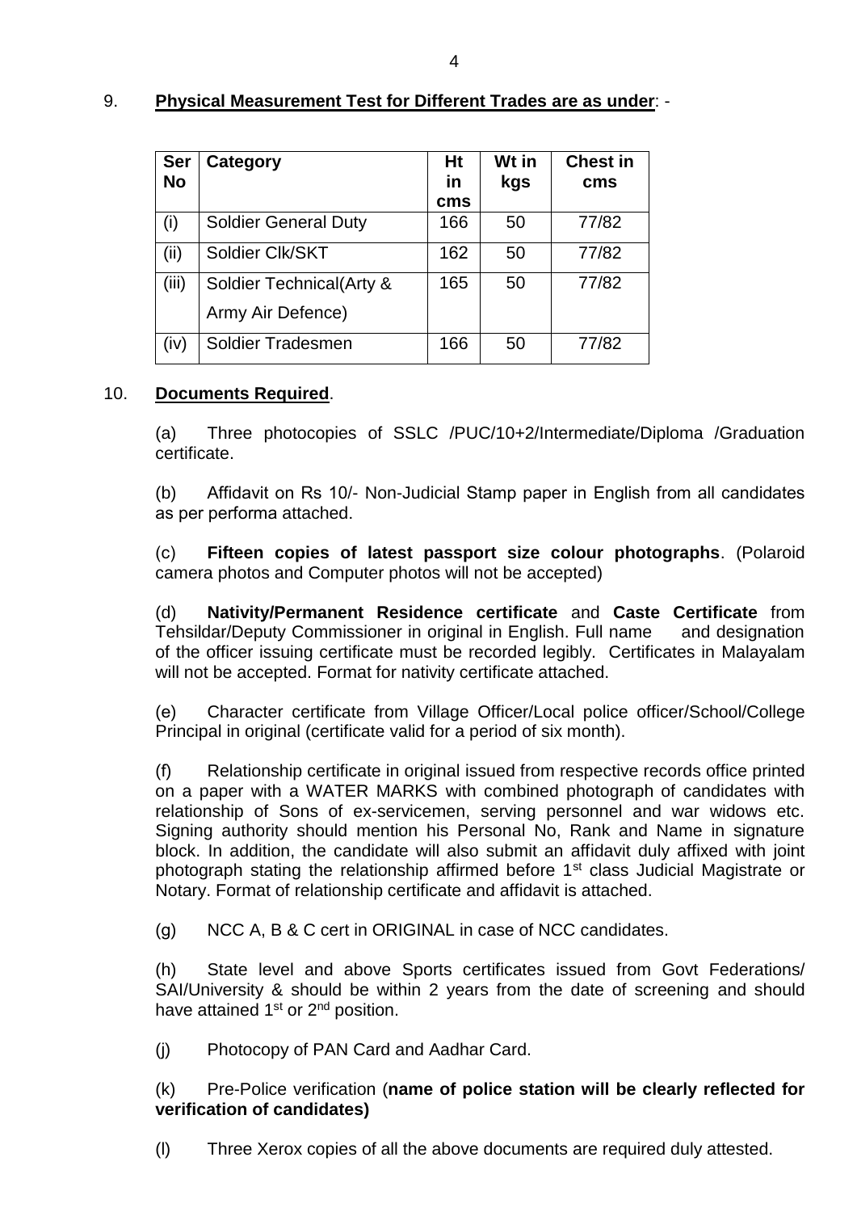9. **Physical Measurement Test for Different Trades are as under**: -

| Ser No | Category | Ht in cms | Wt in kgs | Chest in cms |
|---|---|---|---|---|
| (i) | Soldier General Duty | 166 | 50 | 77/82 |
| (ii) | Soldier Clk/SKT | 162 | 50 | 77/82 |
| (iii) | Soldier Technical(Arty & Army Air Defence) | 165 | 50 | 77/82 |
| (iv) | Soldier Tradesmen | 166 | 50 | 77/82 |

10. **Documents Required**.

(a) Three photocopies of SSLC /PUC/10+2/Intermediate/Diploma /Graduation certificate.

(b) Affidavit on Rs 10/- Non-Judicial Stamp paper in English from all candidates as per performa attached.

(c) **Fifteen copies of latest passport size colour photographs**. (Polaroid camera photos and Computer photos will not be accepted)

(d) **Nativity/Permanent Residence certificate** and **Caste Certificate** from Tehsildar/Deputy Commissioner in original in English. Full name and designation of the officer issuing certificate must be recorded legibly. Certificates in Malayalam will not be accepted. Format for nativity certificate attached.

(e) Character certificate from Village Officer/Local police officer/School/College Principal in original (certificate valid for a period of six month).

(f) Relationship certificate in original issued from respective records office printed on a paper with a WATER MARKS with combined photograph of candidates with relationship of Sons of ex-servicemen, serving personnel and war widows etc. Signing authority should mention his Personal No, Rank and Name in signature block. In addition, the candidate will also submit an affidavit duly affixed with joint photograph stating the relationship affirmed before 1st class Judicial Magistrate or Notary. Format of relationship certificate and affidavit is attached.

(g) NCC A, B & C cert in ORIGINAL in case of NCC candidates.

(h) State level and above Sports certificates issued from Govt Federations/ SAI/University & should be within 2 years from the date of screening and should have attained 1st or 2nd position.

(j) Photocopy of PAN Card and Aadhar Card.

(k) Pre-Police verification (**name of police station will be clearly reflected for verification of candidates)**

(l) Three Xerox copies of all the above documents are required duly attested.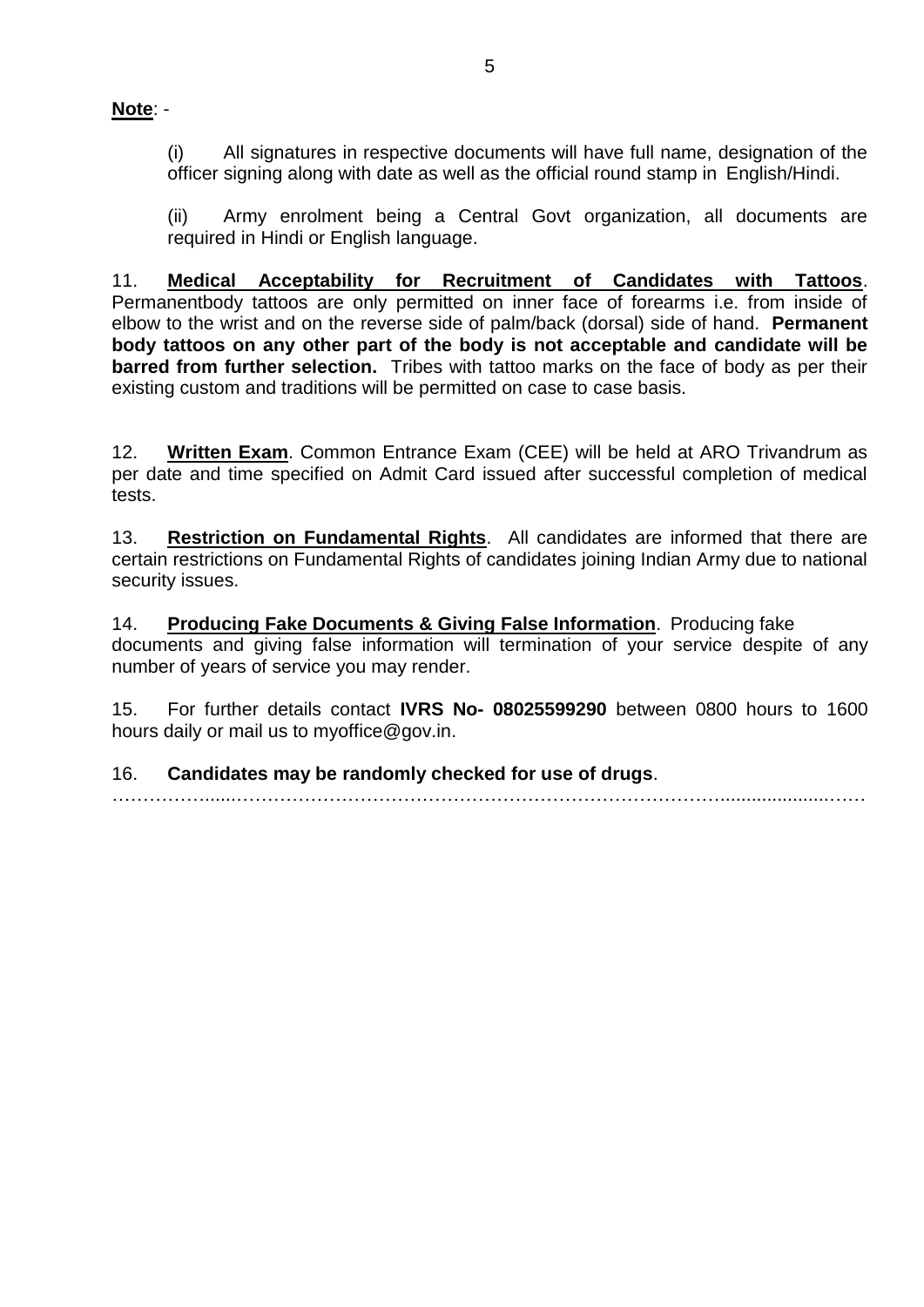**<u>Note</u>**: -

(i) All signatures in respective documents will have full name, designation of the officer signing along with date as well as the official round stamp in English/Hindi.

(ii) Army enrolment being a Central Govt organization, all documents are required in Hindi or English language.

11. **<u>Medical Acceptability for Recruitment of Candidates with Tattoos</u>**. Permanentbody tattoos are only permitted on inner face of forearms i.e. from inside of elbow to the wrist and on the reverse side of palm/back (dorsal) side of hand. **Permanent body tattoos on any other part of the body is not acceptable and candidate will be barred from further selection.** Tribes with tattoo marks on the face of body as per their existing custom and traditions will be permitted on case to case basis.

12. **<u>Written Exam</u>**. Common Entrance Exam (CEE) will be held at ARO Trivandrum as per date and time specified on Admit Card issued after successful completion of medical tests.

13. **<u>Restriction on Fundamental Rights</u>**. All candidates are informed that there are certain restrictions on Fundamental Rights of candidates joining Indian Army due to national security issues.

14. **<u>Producing Fake Documents & Giving False Information</u>**. Producing fake documents and giving false information will termination of your service despite of any number of years of service you may render.

15. For further details contact **IVRS No- 08025599290** between 0800 hours to 1600 hours daily or mail us to myoffice@gov.in.

16. **Candidates may be randomly checked for use of drugs**.

…………………………………………………………………………………………………………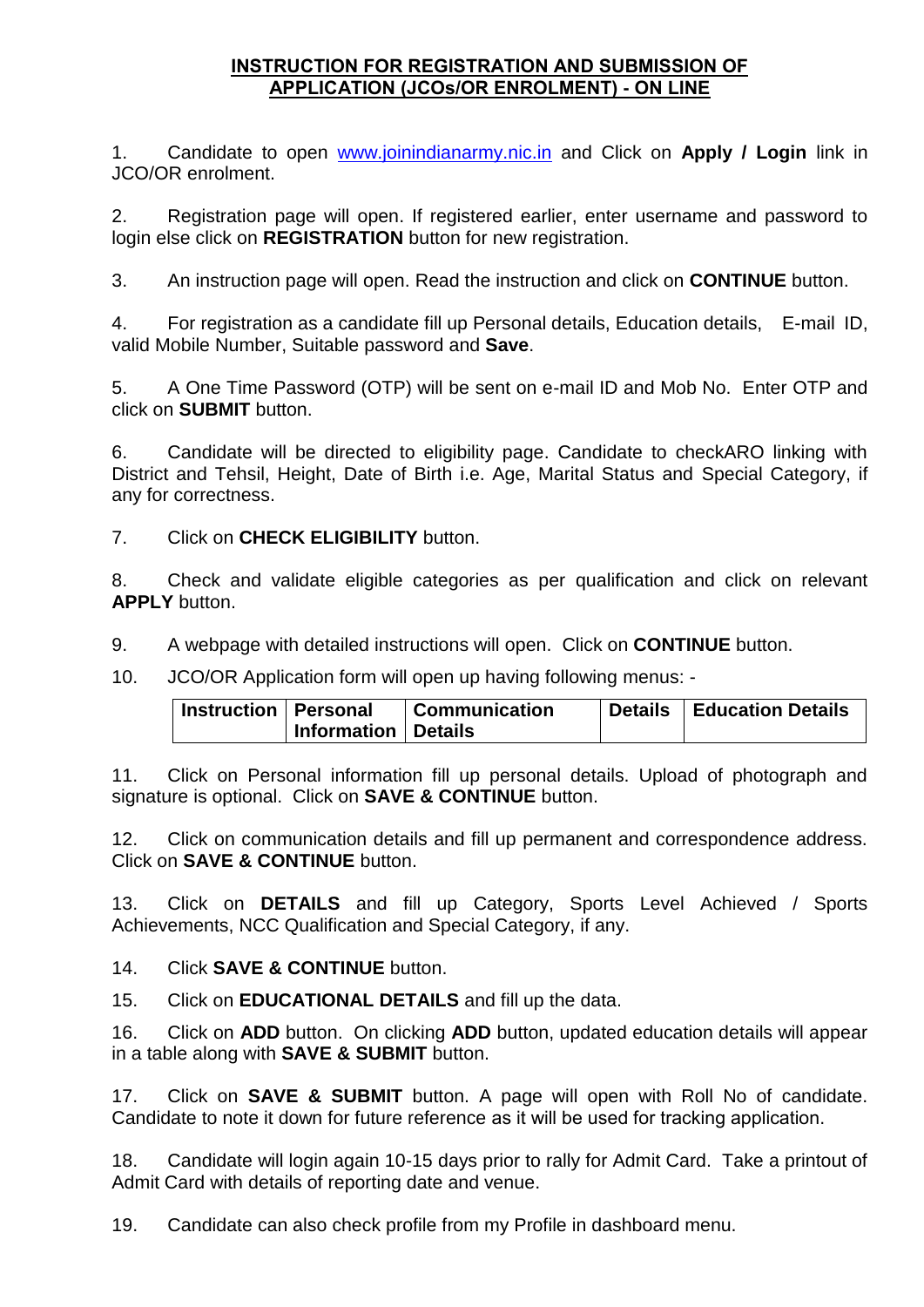## INSTRUCTION FOR REGISTRATION AND SUBMISSION OF APPLICATION (JCOs/OR ENROLMENT) - ON LINE

1. Candidate to open www.joinindianarmy.nic.in and Click on **Apply / Login** link in JCO/OR enrolment.

2. Registration page will open. If registered earlier, enter username and password to login else click on **REGISTRATION** button for new registration.

3. An instruction page will open. Read the instruction and click on **CONTINUE** button.

4. For registration as a candidate fill up Personal details, Education details, E-mail ID, valid Mobile Number, Suitable password and **Save**.

5. A One Time Password (OTP) will be sent on e-mail ID and Mob No. Enter OTP and click on **SUBMIT** button.

6. Candidate will be directed to eligibility page. Candidate to checkARO linking with District and Tehsil, Height, Date of Birth i.e. Age, Marital Status and Special Category, if any for correctness.

7. Click on **CHECK ELIGIBILITY** button.

8. Check and validate eligible categories as per qualification and click on relevant **APPLY** button.

9. A webpage with detailed instructions will open. Click on **CONTINUE** button.

10. JCO/OR Application form will open up having following menus: -

| Instruction | Personal Information | Communication Details | Details | Education Details |
|---|---|---|---|---|

11. Click on Personal information fill up personal details. Upload of photograph and signature is optional. Click on **SAVE & CONTINUE** button.

12. Click on communication details and fill up permanent and correspondence address. Click on **SAVE & CONTINUE** button.

13. Click on **DETAILS** and fill up Category, Sports Level Achieved / Sports Achievements, NCC Qualification and Special Category, if any.

14. Click **SAVE & CONTINUE** button.

15. Click on **EDUCATIONAL DETAILS** and fill up the data.

16. Click on **ADD** button. On clicking **ADD** button, updated education details will appear in a table along with **SAVE & SUBMIT** button.

17. Click on **SAVE & SUBMIT** button. A page will open with Roll No of candidate. Candidate to note it down for future reference as it will be used for tracking application.

18. Candidate will login again 10-15 days prior to rally for Admit Card. Take a printout of Admit Card with details of reporting date and venue.

19. Candidate can also check profile from my Profile in dashboard menu.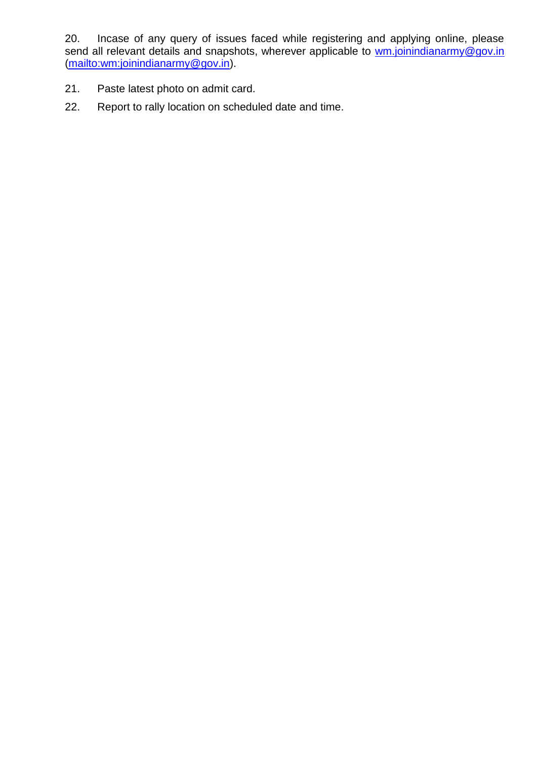20. Incase of any query of issues faced while registering and applying online, please send all relevant details and snapshots, wherever applicable to wm.joinindianarmy@gov.in (mailto:wm:joinindianarmy@gov.in).

21. Paste latest photo on admit card.

22. Report to rally location on scheduled date and time.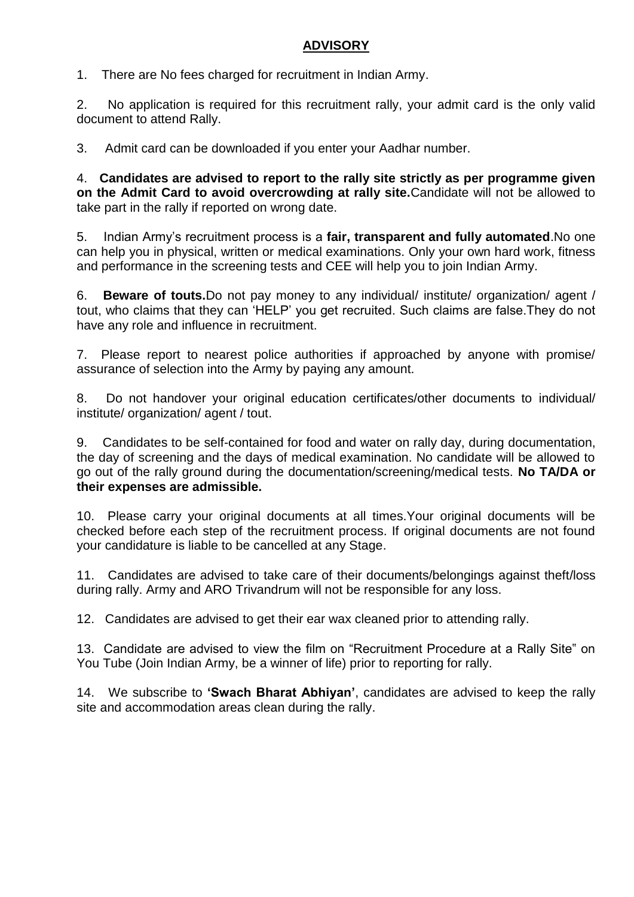## ADVISORY

1. There are No fees charged for recruitment in Indian Army.

2. No application is required for this recruitment rally, your admit card is the only valid document to attend Rally.

3. Admit card can be downloaded if you enter your Aadhar number.

4. **Candidates are advised to report to the rally site strictly as per programme given on the Admit Card to avoid overcrowding at rally site.**Candidate will not be allowed to take part in the rally if reported on wrong date.

5. Indian Army's recruitment process is a **fair, transparent and fully automated**.No one can help you in physical, written or medical examinations. Only your own hard work, fitness and performance in the screening tests and CEE will help you to join Indian Army.

6. **Beware of touts.**Do not pay money to any individual/ institute/ organization/ agent / tout, who claims that they can 'HELP' you get recruited. Such claims are false.They do not have any role and influence in recruitment.

7. Please report to nearest police authorities if approached by anyone with promise/ assurance of selection into the Army by paying any amount.

8. Do not handover your original education certificates/other documents to individual/ institute/ organization/ agent / tout.

9. Candidates to be self-contained for food and water on rally day, during documentation, the day of screening and the days of medical examination. No candidate will be allowed to go out of the rally ground during the documentation/screening/medical tests. **No TA/DA or their expenses are admissible.**

10. Please carry your original documents at all times.Your original documents will be checked before each step of the recruitment process. If original documents are not found your candidature is liable to be cancelled at any Stage.

11. Candidates are advised to take care of their documents/belongings against theft/loss during rally. Army and ARO Trivandrum will not be responsible for any loss.

12. Candidates are advised to get their ear wax cleaned prior to attending rally.

13. Candidate are advised to view the film on "Recruitment Procedure at a Rally Site" on You Tube (Join Indian Army, be a winner of life) prior to reporting for rally.

14. We subscribe to **'Swach Bharat Abhiyan'**, candidates are advised to keep the rally site and accommodation areas clean during the rally.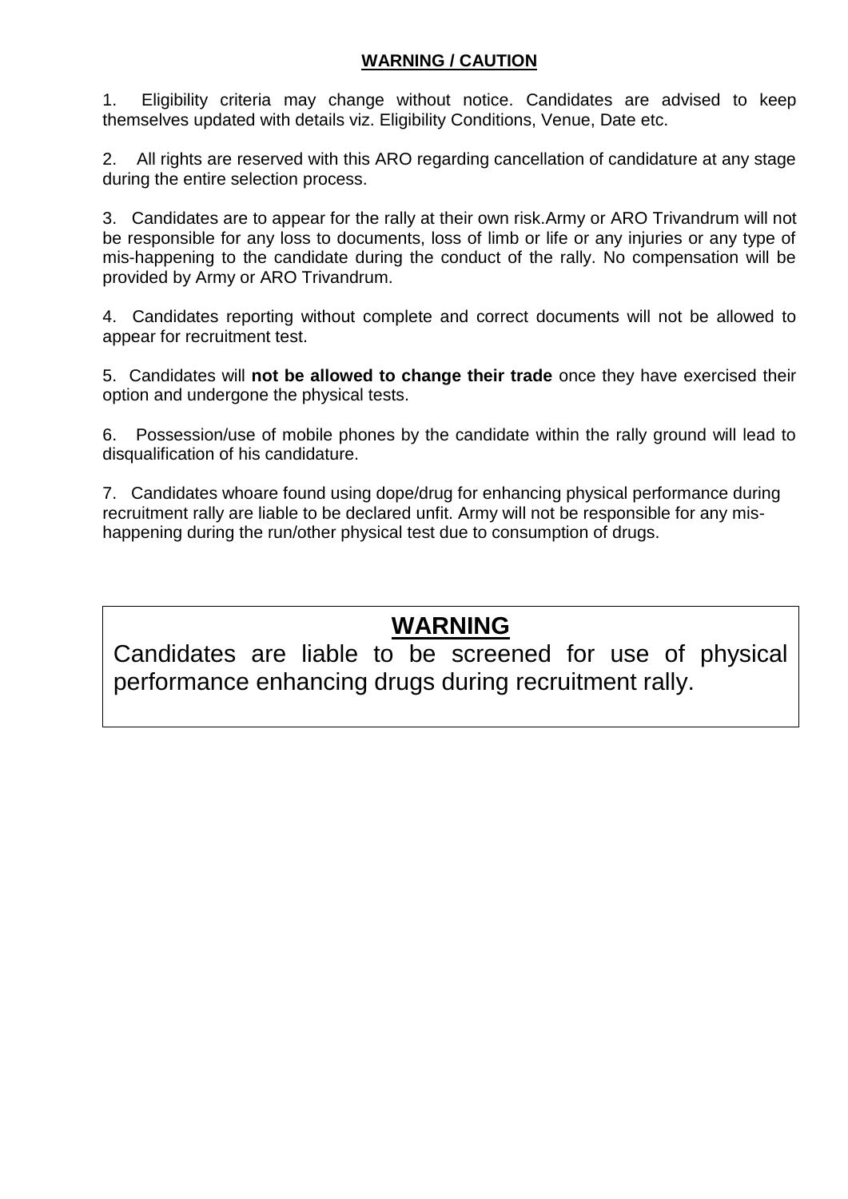## WARNING / CAUTION

1. Eligibility criteria may change without notice. Candidates are advised to keep themselves updated with details viz. Eligibility Conditions, Venue, Date etc.

2. All rights are reserved with this ARO regarding cancellation of candidature at any stage during the entire selection process.

3. Candidates are to appear for the rally at their own risk.Army or ARO Trivandrum will not be responsible for any loss to documents, loss of limb or life or any injuries or any type of mis-happening to the candidate during the conduct of the rally. No compensation will be provided by Army or ARO Trivandrum.

4. Candidates reporting without complete and correct documents will not be allowed to appear for recruitment test.

5. Candidates will **not be allowed to change their trade** once they have exercised their option and undergone the physical tests.

6. Possession/use of mobile phones by the candidate within the rally ground will lead to disqualification of his candidature.

7. Candidates whoare found using dope/drug for enhancing physical performance during recruitment rally are liable to be declared unfit. Army will not be responsible for any mis-happening during the run/other physical test due to consumption of drugs.

## WARNING

Candidates are liable to be screened for use of physical performance enhancing drugs during recruitment rally.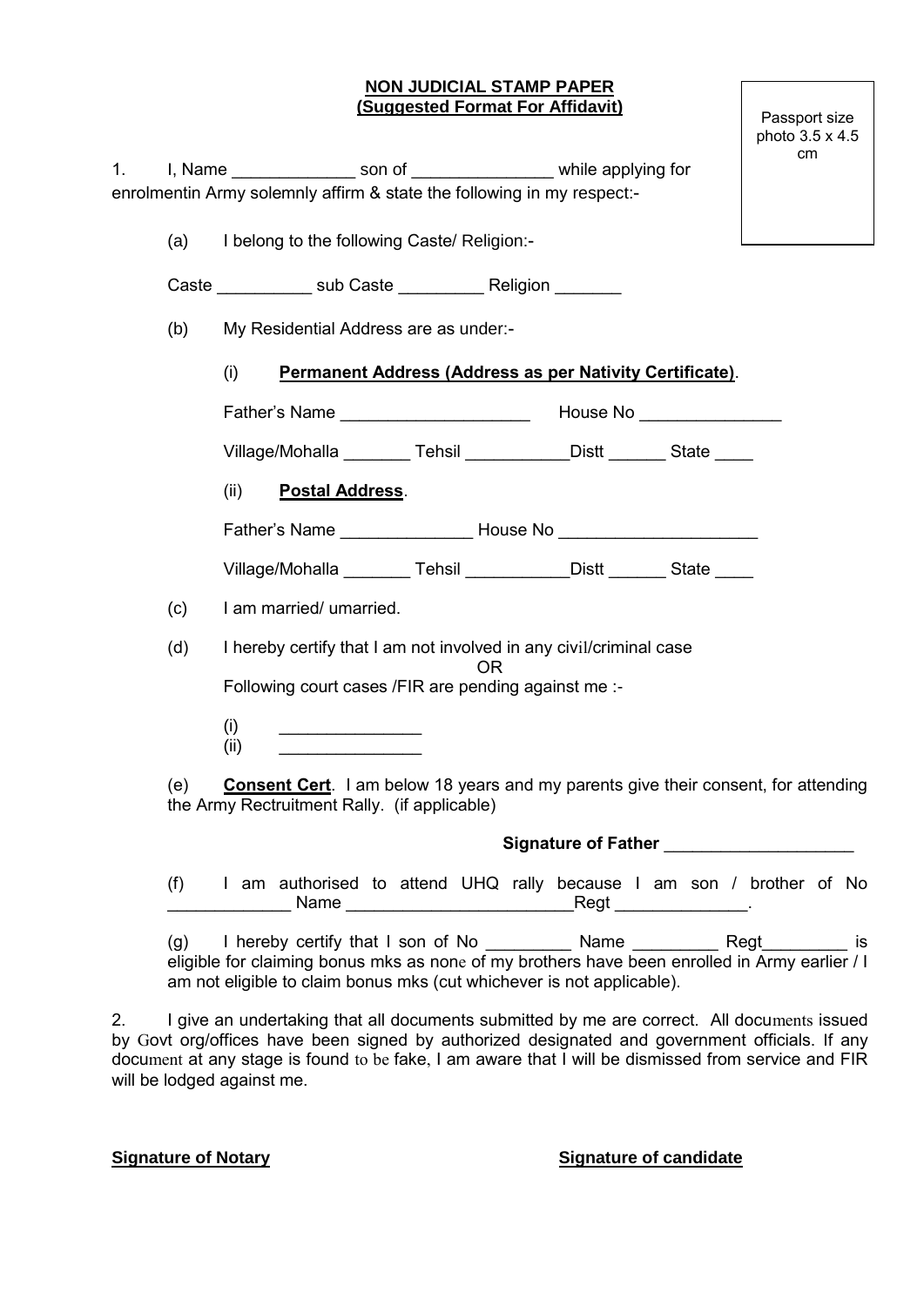**NON JUDICIAL STAMP PAPER**
**(Suggested Format For Affidavit)**

Passport size photo 3.5 x 4.5 cm

1. I, Name _____________ son of _______________ while applying for enrolmentin Army solemnly affirm & state the following in my respect:-

(a) I belong to the following Caste/ Religion:-

Caste __________ sub Caste _________ Religion _______

(b) My Residential Address are as under:-

(i) **Permanent Address (Address as per Nativity Certificate)**.

Father's Name ____________________ House No _______________

Village/Mohalla _______ Tehsil ___________Distt ______ State ____

(ii) **Postal Address**.

Father's Name ______________ House No _____________________

Village/Mohalla _______ Tehsil ___________Distt ______ State ____

(c) I am married/ umarried.

(d) I hereby certify that I am not involved in any civil/criminal case

OR

Following court cases /FIR are pending against me :-

(i) _______________
(ii) _______________

(e) **Consent Cert**. I am below 18 years and my parents give their consent, for attending the Army Rectruitment Rally. (if applicable)

**Signature of Father** ____________________

(f) I am authorised to attend UHQ rally because I am son / brother of No _____________ Name ________________________Regt ______________.

(g) I hereby certify that I son of No _________ Name _________ Regt_________ is eligible for claiming bonus mks as none of my brothers have been enrolled in Army earlier / I am not eligible to claim bonus mks (cut whichever is not applicable).

2. I give an undertaking that all documents submitted by me are correct. All documents issued by Govt org/offices have been signed by authorized designated and government officials. If any document at any stage is found to be fake, I am aware that I will be dismissed from service and FIR will be lodged against me.

**Signature of Notary** **Signature of candidate**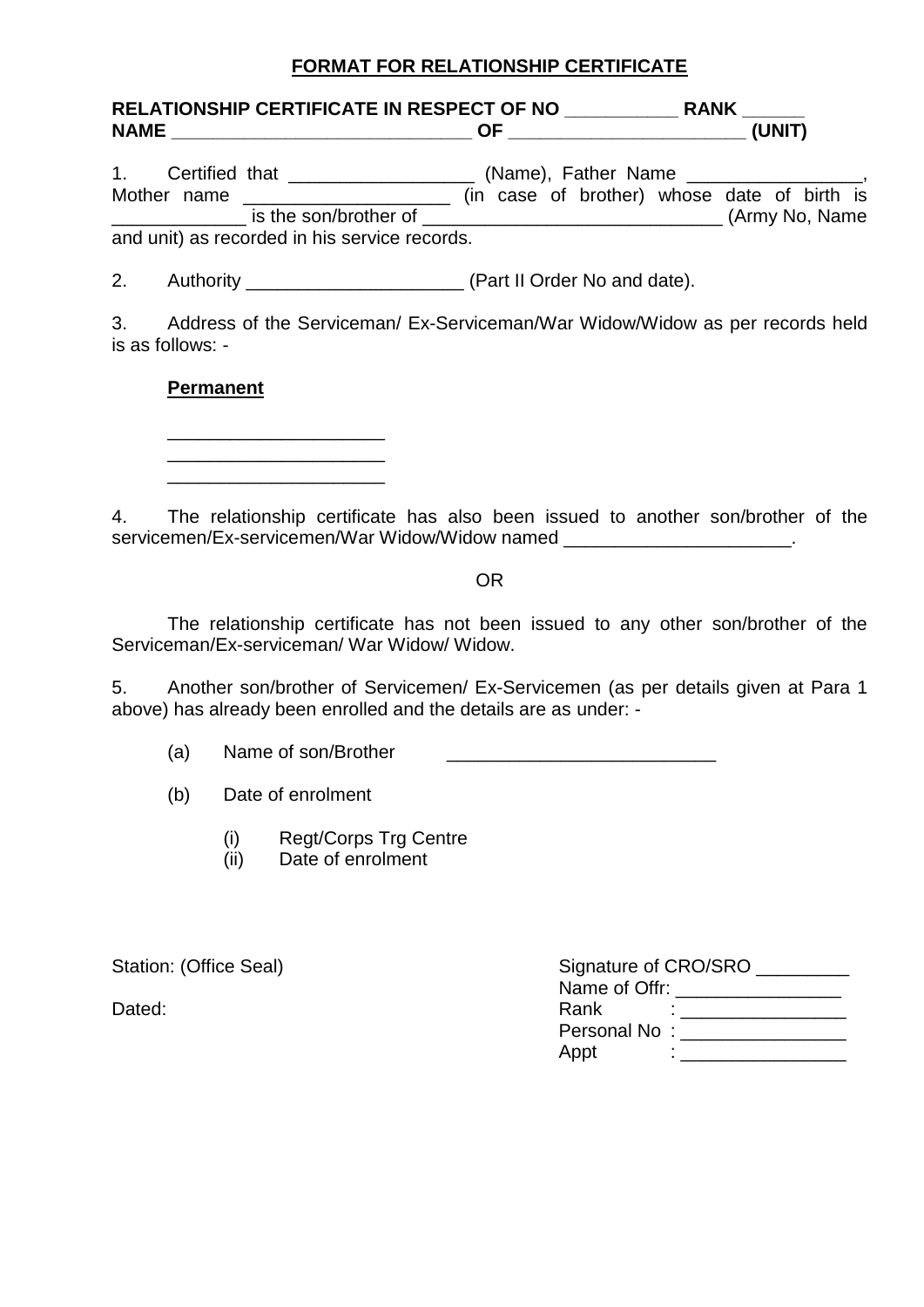## FORMAT FOR RELATIONSHIP CERTIFICATE

**RELATIONSHIP CERTIFICATE IN RESPECT OF NO ___________ RANK ______ NAME _____________________________ OF ______________________ (UNIT)**

1. Certified that __________________ (Name), Father Name _________________, Mother name ____________________ (in case of brother) whose date of birth is _____________ is the son/brother of _____________________________ (Army No, Name and unit) as recorded in his service records.

2. Authority _____________________ (Part II Order No and date).

3. Address of the Serviceman/ Ex-Serviceman/War Widow/Widow as per records held is as follows: -

**Permanent**

_____________________
_____________________
_____________________

4. The relationship certificate has also been issued to another son/brother of the servicemen/Ex-servicemen/War Widow/Widow named ______________________.

OR

The relationship certificate has not been issued to any other son/brother of the Serviceman/Ex-serviceman/ War Widow/ Widow.

5. Another son/brother of Servicemen/ Ex-Servicemen (as per details given at Para 1 above) has already been enrolled and the details are as under: -

(a) Name of son/Brother __________________________

(b) Date of enrolment

(i) Regt/Corps Trg Centre
(ii) Date of enrolment

Station: (Office Seal)

Dated:

Signature of CRO/SRO _________
Name of Offr: ________________
Rank : ________________
Personal No : ________________
Appt : ________________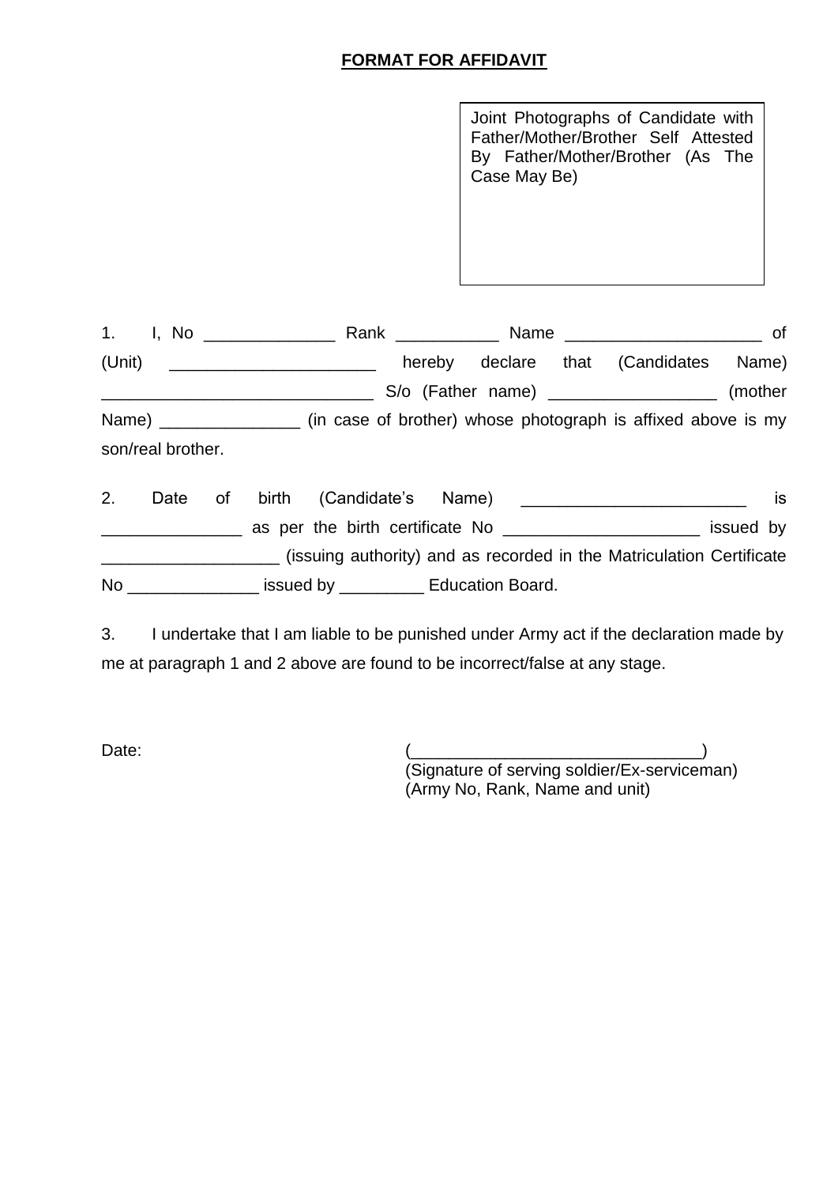**FORMAT FOR AFFIDAVIT**

Joint Photographs of Candidate with Father/Mother/Brother Self Attested By Father/Mother/Brother (As The Case May Be)

1. I, No ______________ Rank ___________ Name _____________________ of (Unit) ______________________ hereby declare that (Candidates Name) _____________________________ S/o (Father name) __________________ (mother Name) _______________ (in case of brother) whose photograph is affixed above is my son/real brother.

2. Date of birth (Candidate's Name) ________________________ is _______________ as per the birth certificate No _____________________ issued by ___________________ (issuing authority) and as recorded in the Matriculation Certificate No ______________ issued by _________ Education Board.

3. I undertake that I am liable to be punished under Army act if the declaration made by me at paragraph 1 and 2 above are found to be incorrect/false at any stage.

Date:

(_______________________________)
(Signature of serving soldier/Ex-serviceman)
(Army No, Rank, Name and unit)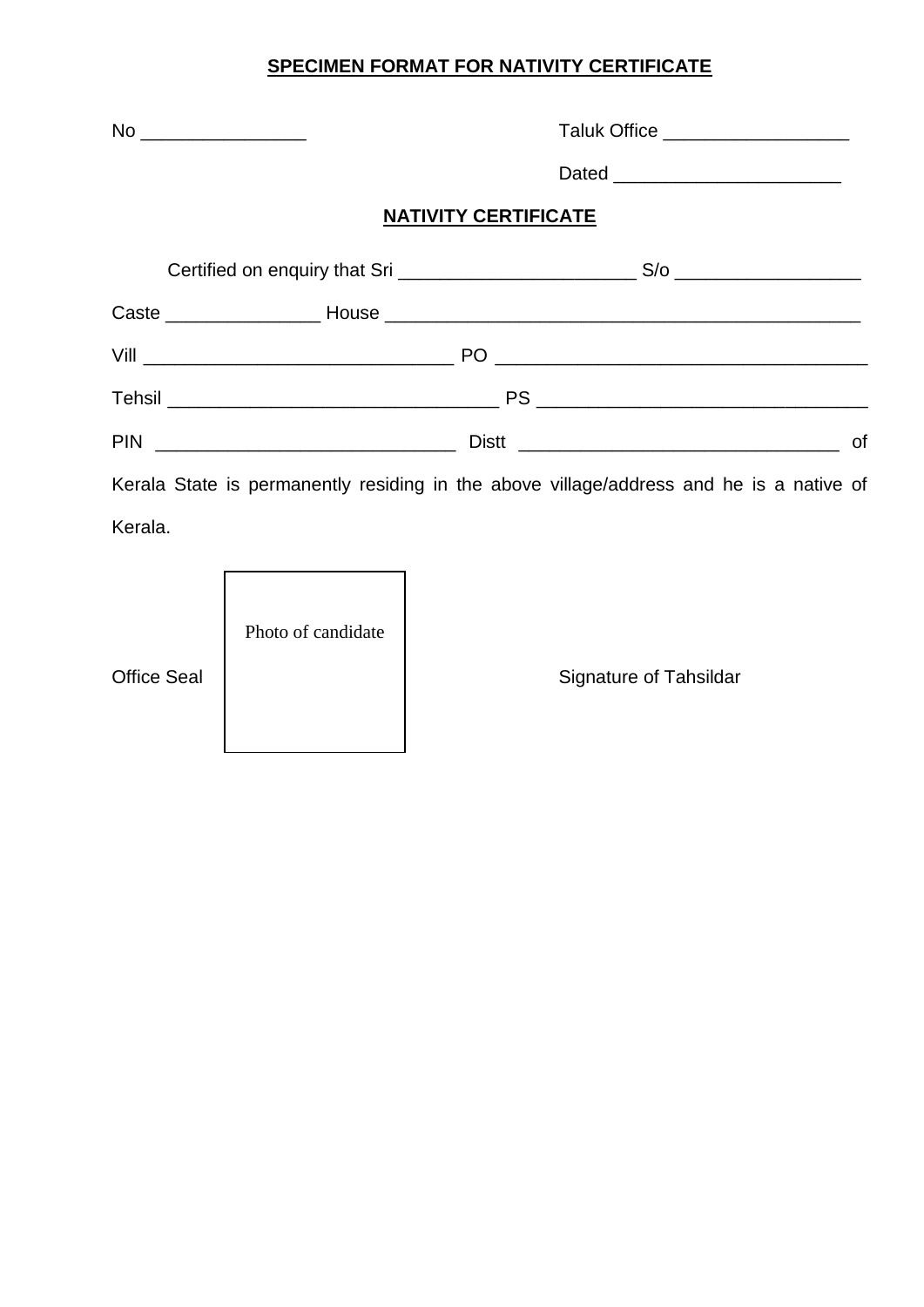**SPECIMEN FORMAT FOR NATIVITY CERTIFICATE**

No ________________ Taluk Office __________________

Dated ______________________

**NATIVITY CERTIFICATE**

Certified on enquiry that Sri _______________________ S/o __________________ Caste _______________ House _______________________________________________ Vill ______________________________ PO ____________________________________ Tehsil ________________________________ PS ________________________________ PIN _____________________________ Distt _______________________________ of Kerala State is permanently residing in the above village/address and he is a native of Kerala.

Office Seal

Photo of candidate

Signature of Tahsildar